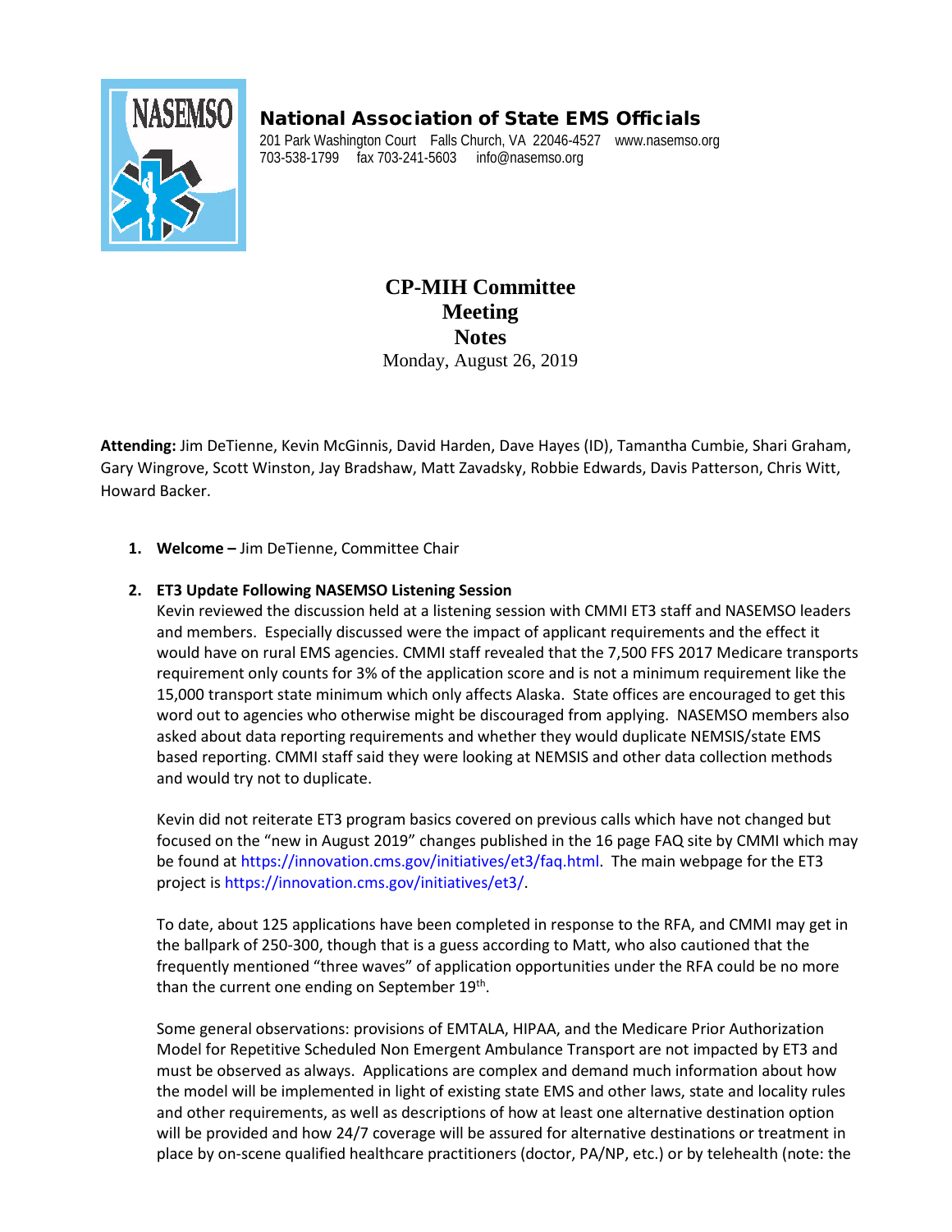**National Association of State EMS Officials**

201 Park Washington Court Falls Church, VA 22046-4527 www.nasemso.org
703-538-1799 fax 703-241-5603 info@nasemso.org

# CP-MIH Committee Meeting Notes

Monday, August 26, 2019

**Attending:** Jim DeTienne, Kevin McGinnis, David Harden, Dave Hayes (ID), Tamantha Cumbie, Shari Graham, Gary Wingrove, Scott Winston, Jay Bradshaw, Matt Zavadsky, Robbie Edwards, Davis Patterson, Chris Witt, Howard Backer.

1. **Welcome –** Jim DeTienne, Committee Chair

2. **ET3 Update Following NASEMSO Listening Session**

   Kevin reviewed the discussion held at a listening session with CMMI ET3 staff and NASEMSO leaders and members. Especially discussed were the impact of applicant requirements and the effect it would have on rural EMS agencies. CMMI staff revealed that the 7,500 FFS 2017 Medicare transports requirement only counts for 3% of the application score and is not a minimum requirement like the 15,000 transport state minimum which only affects Alaska. State offices are encouraged to get this word out to agencies who otherwise might be discouraged from applying. NASEMSO members also asked about data reporting requirements and whether they would duplicate NEMSIS/state EMS based reporting. CMMI staff said they were looking at NEMSIS and other data collection methods and would try not to duplicate.

   Kevin did not reiterate ET3 program basics covered on previous calls which have not changed but focused on the "new in August 2019" changes published in the 16 page FAQ site by CMMI which may be found at https://innovation.cms.gov/initiatives/et3/faq.html. The main webpage for the ET3 project is https://innovation.cms.gov/initiatives/et3/.

   To date, about 125 applications have been completed in response to the RFA, and CMMI may get in the ballpark of 250-300, though that is a guess according to Matt, who also cautioned that the frequently mentioned "three waves" of application opportunities under the RFA could be no more than the current one ending on September 19th.

   Some general observations: provisions of EMTALA, HIPAA, and the Medicare Prior Authorization Model for Repetitive Scheduled Non Emergent Ambulance Transport are not impacted by ET3 and must be observed as always. Applications are complex and demand much information about how the model will be implemented in light of existing state EMS and other laws, state and locality rules and other requirements, as well as descriptions of how at least one alternative destination option will be provided and how 24/7 coverage will be assured for alternative destinations or treatment in place by on-scene qualified healthcare practitioners (doctor, PA/NP, etc.) or by telehealth (note: the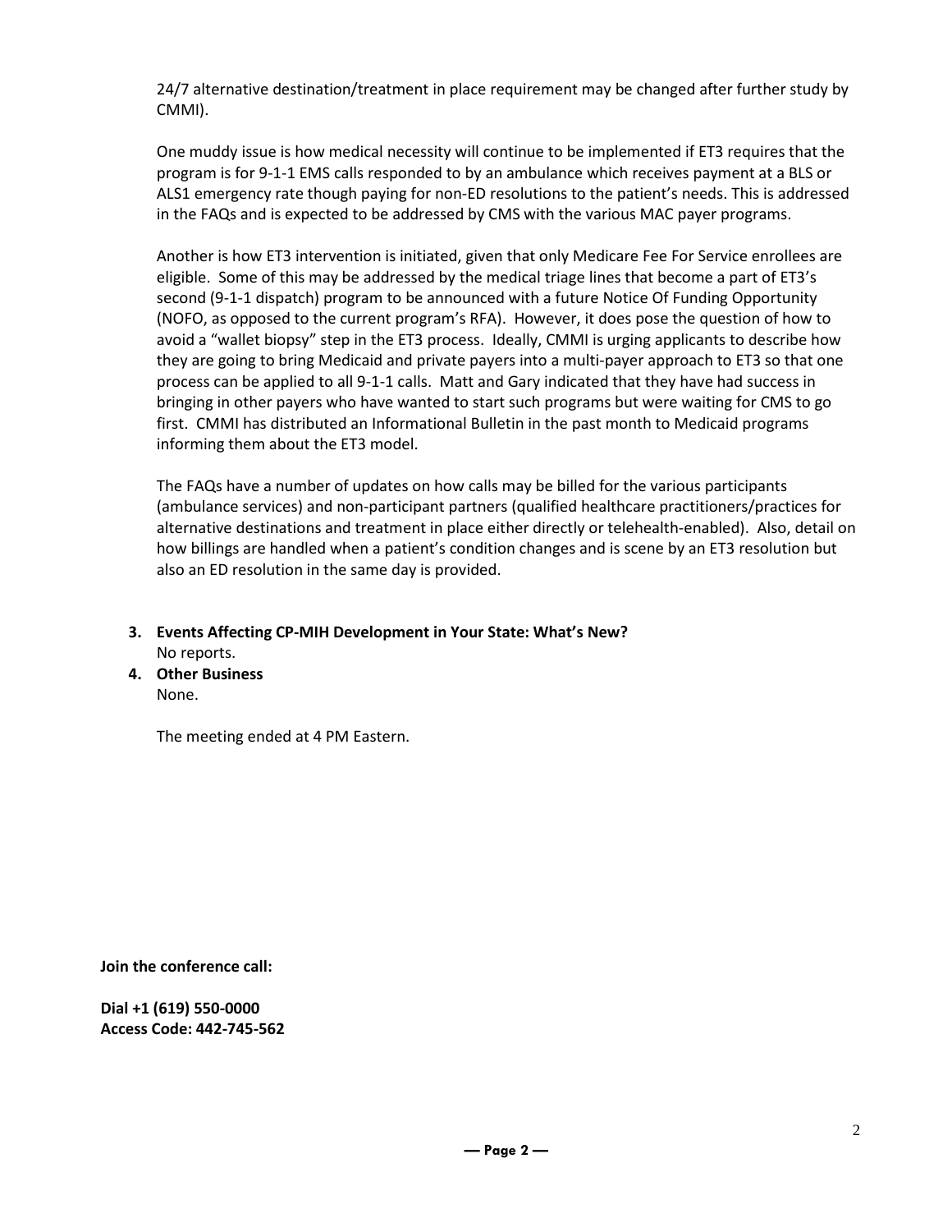24/7 alternative destination/treatment in place requirement may be changed after further study by CMMI).

One muddy issue is how medical necessity will continue to be implemented if ET3 requires that the program is for 9-1-1 EMS calls responded to by an ambulance which receives payment at a BLS or ALS1 emergency rate though paying for non-ED resolutions to the patient's needs. This is addressed in the FAQs and is expected to be addressed by CMS with the various MAC payer programs.

Another is how ET3 intervention is initiated, given that only Medicare Fee For Service enrollees are eligible. Some of this may be addressed by the medical triage lines that become a part of ET3's second (9-1-1 dispatch) program to be announced with a future Notice Of Funding Opportunity (NOFO, as opposed to the current program's RFA). However, it does pose the question of how to avoid a "wallet biopsy" step in the ET3 process. Ideally, CMMI is urging applicants to describe how they are going to bring Medicaid and private payers into a multi-payer approach to ET3 so that one process can be applied to all 9-1-1 calls. Matt and Gary indicated that they have had success in bringing in other payers who have wanted to start such programs but were waiting for CMS to go first. CMMI has distributed an Informational Bulletin in the past month to Medicaid programs informing them about the ET3 model.

The FAQs have a number of updates on how calls may be billed for the various participants (ambulance services) and non-participant partners (qualified healthcare practitioners/practices for alternative destinations and treatment in place either directly or telehealth-enabled). Also, detail on how billings are handled when a patient's condition changes and is scene by an ET3 resolution but also an ED resolution in the same day is provided.

3. **Events Affecting CP-MIH Development in Your State: What's New?**
   No reports.
4. **Other Business**
   None.

   The meeting ended at 4 PM Eastern.

**Join the conference call:**

**Dial +1 (619) 550-0000**
**Access Code: 442-745-562**